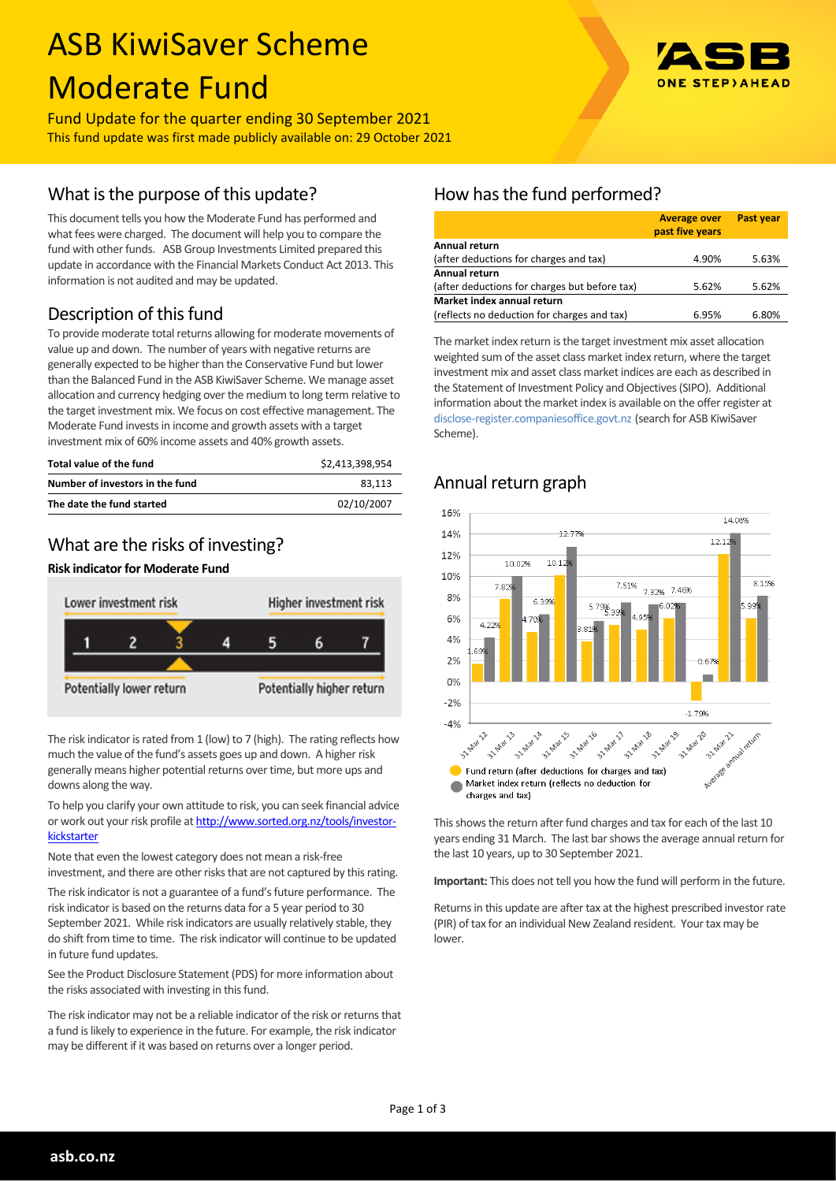# ASB KiwiSaver Scheme Moderate Fund

Fund Update for the quarter ending 30 September 2021

This fund update was first made publicly available on: 29 October 2021

## What is the purpose of this update?

This document tells you how the Moderate Fund has performed and what fees were charged. The document will help you to compare the fund with other funds. ASB Group Investments Limited prepared this update in accordance with the Financial Markets Conduct Act 2013. This information is not audited and may be updated.

## Description of this fund

To provide moderate total returns allowing for moderate movements of value up and down. The number of years with negative returns are generally expected to be higher than the Conservative Fund but lower than the Balanced Fund in the ASB KiwiSaver Scheme. We manage asset allocation and currency hedging over the medium to long term relative to the target investment mix. We focus on cost effective management. The Moderate Fund invests in income and growth assets with a target investment mix of 60% income assets and 40% growth assets.

| | |
|---|---|
| **Total value of the fund** | $2,413,398,954 |
| **Number of investors in the fund** | 83,113 |
| **The date the fund started** | 02/10/2007 |

## What are the risks of investing?

**Risk indicator for Moderate Fund**

Lower investment risk — Higher investment risk

1 2 **3** 4 5 6 7

Potentially lower return — Potentially higher return

The risk indicator is rated from 1 (low) to 7 (high). The rating reflects how much the value of the fund's assets goes up and down. A higher risk generally means higher potential returns over time, but more ups and downs along the way.

To help you clarify your own attitude to risk, you can seek financial advice or work out your risk profile at http://www.sorted.org.nz/tools/investor-kickstarter

Note that even the lowest category does not mean a risk-free investment, and there are other risks that are not captured by this rating.

The risk indicator is not a guarantee of a fund's future performance. The risk indicator is based on the returns data for a 5 year period to 30 September 2021. While risk indicators are usually relatively stable, they do shift from time to time. The risk indicator will continue to be updated in future fund updates.

See the Product Disclosure Statement (PDS) for more information about the risks associated with investing in this fund.

The risk indicator may not be a reliable indicator of the risk or returns that a fund is likely to experience in the future. For example, the risk indicator may be different if it was based on returns over a longer period.

## How has the fund performed?

| | Average over past five years | Past year |
|---|---|---|
| **Annual return** (after deductions for charges and tax) | 4.90% | 5.63% |
| **Annual return** (after deductions for charges but before tax) | 5.62% | 5.62% |
| **Market index annual return** (reflects no deduction for charges and tax) | 6.95% | 6.80% |

The market index return is the target investment mix asset allocation weighted sum of the asset class market index return, where the target investment mix and asset class market indices are each as described in the Statement of Investment Policy and Objectives (SIPO). Additional information about the market index is available on the offer register at disclose-register.companiesoffice.govt.nz (search for ASB KiwiSaver Scheme).

## Annual return graph

| | Fund return (after deductions for charges and tax) | Market index return (reflects no deduction for charges and tax) |
|---|---|---|
| 31 Mar 12 | 1.69% | 4.22% |
| 31 Mar 13 | 7.82% | 10.02% |
| 31 Mar 14 | 4.70% | 6.39% |
| 31 Mar 15 | 10.12% | 12.77% |
| 31 Mar 16 | 3.81% | 5.79% |
| 31 Mar 17 | 5.39% | 7.51% |
| 31 Mar 18 | 4.95% | 7.32% |
| 31 Mar 19 | 6.02% | 7.46% |
| 31 Mar 20 | -1.79% | 0.67% |
| 31 Mar 21 | 12.12% | 14.06% |
| Average annual return | 5.99% | 8.15% |

This shows the return after fund charges and tax for each of the last 10 years ending 31 March. The last bar shows the average annual return for the last 10 years, up to 30 September 2021.

**Important:** This does not tell you how the fund will perform in the future.

Returns in this update are after tax at the highest prescribed investor rate (PIR) of tax for an individual New Zealand resident. Your tax may be lower.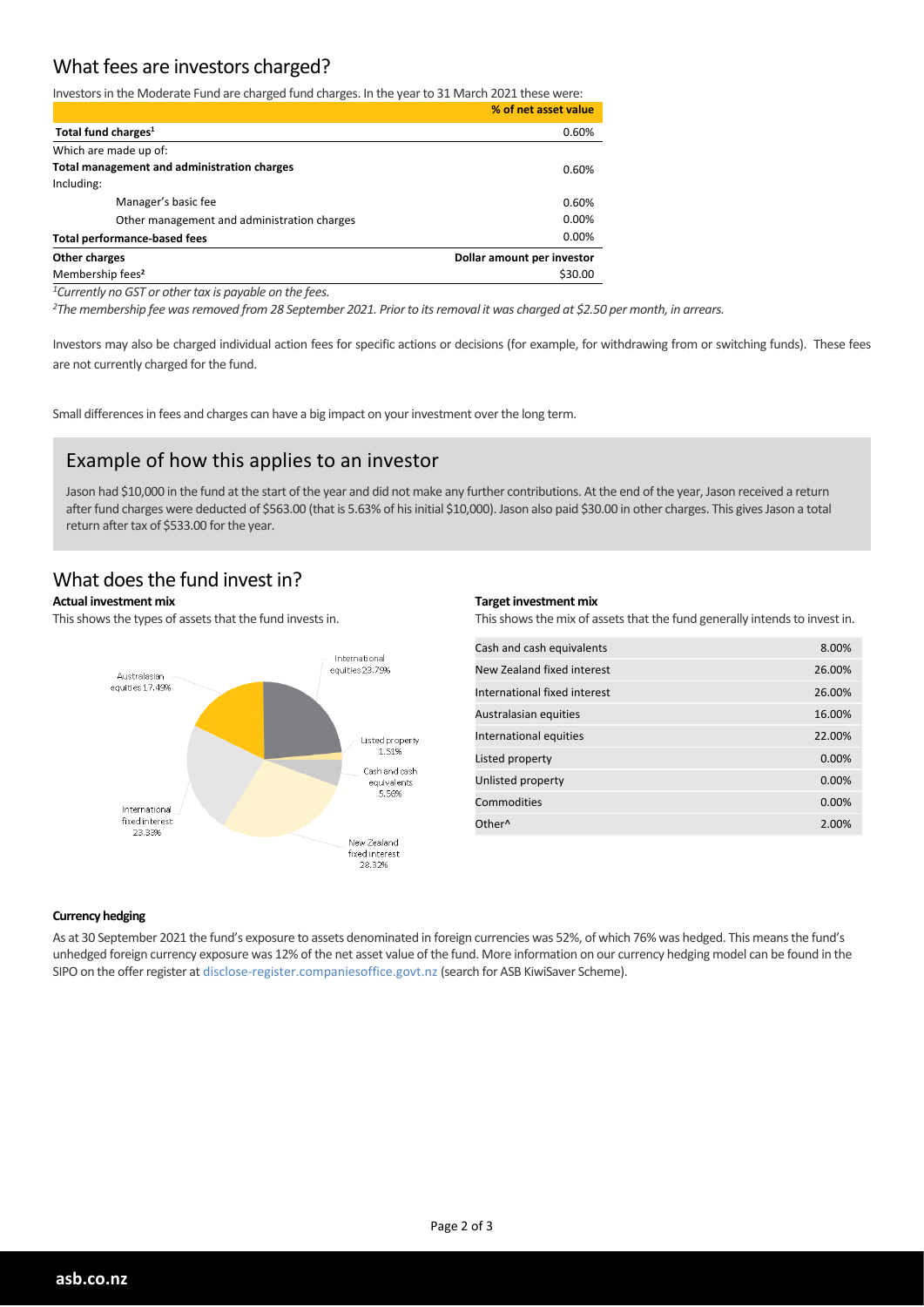## What fees are investors charged?

Investors in the Moderate Fund are charged fund charges. In the year to 31 March 2021 these were:

| | % of net asset value |
|---|---|
| **Total fund charges[1]** | 0.60% |
| Which are made up of: | |
| **Total management and administration charges** | 0.60% |
| Including: | |
| Manager's basic fee | 0.60% |
| Other management and administration charges | 0.00% |
| **Total performance-based fees** | 0.00% |
| **Other charges** | **Dollar amount per investor** |
| Membership fees[2] | $30.00 |

*[1]Currently no GST or other tax is payable on the fees.*

*[2]The membership fee was removed from 28 September 2021. Prior to its removal it was charged at $2.50 per month, in arrears.*

Investors may also be charged individual action fees for specific actions or decisions (for example, for withdrawing from or switching funds). These fees are not currently charged for the fund.

Small differences in fees and charges can have a big impact on your investment over the long term.

## Example of how this applies to an investor

Jason had $10,000 in the fund at the start of the year and did not make any further contributions. At the end of the year, Jason received a return after fund charges were deducted of $563.00 (that is 5.63% of his initial $10,000). Jason also paid $30.00 in other charges. This gives Jason a total return after tax of $533.00 for the year.

## What does the fund invest in?

**Actual investment mix**

This shows the types of assets that the fund invests in.

| Asset | % |
|---|---|
| International equities | 23.79% |
| Listed property | 1.51% |
| Cash and cash equivalents | 5.56% |
| New Zealand fixed interest | 28.32% |
| International fixed interest | 23.33% |
| Australasian equities | 17.49% |

**Target investment mix**

This shows the mix of assets that the fund generally intends to invest in.

| Asset | % |
|---|---|
| Cash and cash equivalents | 8.00% |
| New Zealand fixed interest | 26.00% |
| International fixed interest | 26.00% |
| Australasian equities | 16.00% |
| International equities | 22.00% |
| Listed property | 0.00% |
| Unlisted property | 0.00% |
| Commodities | 0.00% |
| Other^ | 2.00% |

**Currency hedging**

As at 30 September 2021 the fund's exposure to assets denominated in foreign currencies was 52%, of which 76% was hedged. This means the fund's unhedged foreign currency exposure was 12% of the net asset value of the fund. More information on our currency hedging model can be found in the SIPO on the offer register at disclose-register.companiesoffice.govt.nz (search for ASB KiwiSaver Scheme).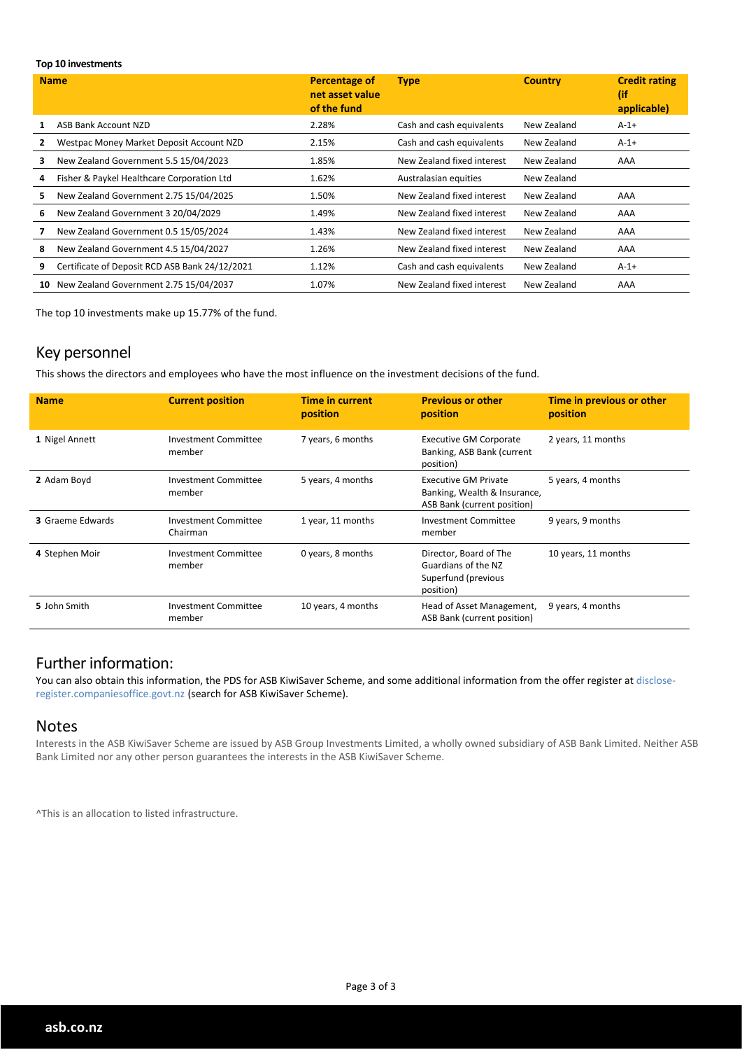**Top 10 investments**

| Name | | Percentage of net asset value of the fund | Type | Country | Credit rating (if applicable) |
|---|---|---|---|---|---|
| 1 | ASB Bank Account NZD | 2.28% | Cash and cash equivalents | New Zealand | A-1+ |
| 2 | Westpac Money Market Deposit Account NZD | 2.15% | Cash and cash equivalents | New Zealand | A-1+ |
| 3 | New Zealand Government 5.5 15/04/2023 | 1.85% | New Zealand fixed interest | New Zealand | AAA |
| 4 | Fisher & Paykel Healthcare Corporation Ltd | 1.62% | Australasian equities | New Zealand | |
| 5 | New Zealand Government 2.75 15/04/2025 | 1.50% | New Zealand fixed interest | New Zealand | AAA |
| 6 | New Zealand Government 3 20/04/2029 | 1.49% | New Zealand fixed interest | New Zealand | AAA |
| 7 | New Zealand Government 0.5 15/05/2024 | 1.43% | New Zealand fixed interest | New Zealand | AAA |
| 8 | New Zealand Government 4.5 15/04/2027 | 1.26% | New Zealand fixed interest | New Zealand | AAA |
| 9 | Certificate of Deposit RCD ASB Bank 24/12/2021 | 1.12% | Cash and cash equivalents | New Zealand | A-1+ |
| 10 | New Zealand Government 2.75 15/04/2037 | 1.07% | New Zealand fixed interest | New Zealand | AAA |

The top 10 investments make up 15.77% of the fund.

## Key personnel

This shows the directors and employees who have the most influence on the investment decisions of the fund.

| Name | Current position | Time in current position | Previous or other position | Time in previous or other position |
|---|---|---|---|---|
| **1** Nigel Annett | Investment Committee member | 7 years, 6 months | Executive GM Corporate Banking, ASB Bank (current position) | 2 years, 11 months |
| **2** Adam Boyd | Investment Committee member | 5 years, 4 months | Executive GM Private Banking, Wealth & Insurance, ASB Bank (current position) | 5 years, 4 months |
| **3** Graeme Edwards | Investment Committee Chairman | 1 year, 11 months | Investment Committee member | 9 years, 9 months |
| **4** Stephen Moir | Investment Committee member | 0 years, 8 months | Director, Board of The Guardians of the NZ Superfund (previous position) | 10 years, 11 months |
| **5** John Smith | Investment Committee member | 10 years, 4 months | Head of Asset Management, ASB Bank (current position) | 9 years, 4 months |

## Further information:

You can also obtain this information, the PDS for ASB KiwiSaver Scheme, and some additional information from the offer register at disclose-register.companiesoffice.govt.nz (search for ASB KiwiSaver Scheme).

## Notes

Interests in the ASB KiwiSaver Scheme are issued by ASB Group Investments Limited, a wholly owned subsidiary of ASB Bank Limited. Neither ASB Bank Limited nor any other person guarantees the interests in the ASB KiwiSaver Scheme.

^This is an allocation to listed infrastructure.

asb.co.nz